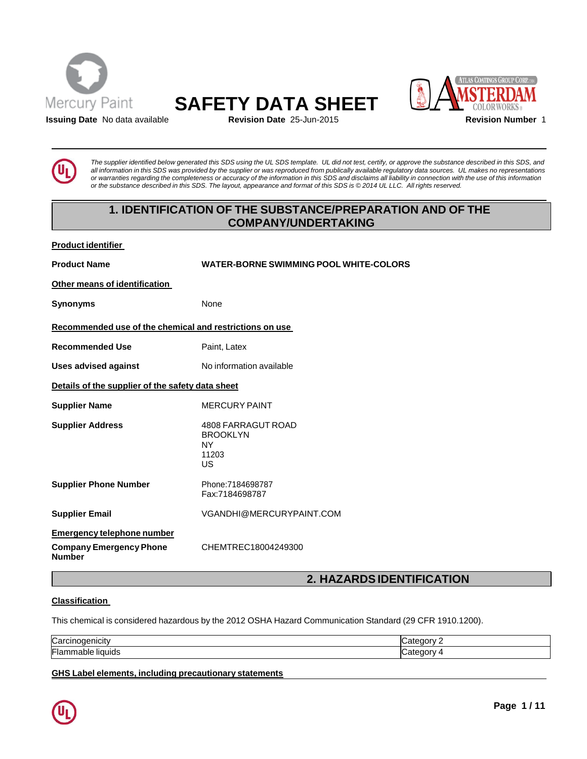Mercury Paint

# SAFETY DATA SHEET

**Issuing Date** No data available **Revision Date** 25-Jun-2015 **Revision Number** 1

ATLAS COATINGS GROUP CORP. DBA AMSTERDAM COLORWORKS

*The supplier identified below generated this SDS using the UL SDS template. UL did not test, certify, or approve the substance described in this SDS, and all information in this SDS was provided by the supplier or was reproduced from publically available regulatory data sources. UL makes no representations or warranties regarding the completeness or accuracy of the information in this SDS and disclaims all liability in connection with the use of this information or the substance described in this SDS. The layout, appearance and format of this SDS is © 2014 UL LLC. All rights reserved.*

## 1. IDENTIFICATION OF THE SUBSTANCE/PREPARATION AND OF THE COMPANY/UNDERTAKING

**Product identifier**

**Product Name** WATER-BORNE SWIMMING POOL WHITE-COLORS

**Other means of identification**

**Synonyms** None

**Recommended use of the chemical and restrictions on use**

**Recommended Use** Paint, Latex

**Uses advised against** No information available

**Details of the supplier of the safety data sheet**

**Supplier Name** MERCURY PAINT

**Supplier Address** 4808 FARRAGUT ROAD
BROOKLYN
NY
11203
US

**Supplier Phone Number** Phone:7184698787
Fax:7184698787

**Supplier Email** VGANDHI@MERCURYPAINT.COM

**Emergency telephone number**

**Company Emergency Phone Number** CHEMTREC18004249300

## 2. HAZARDS IDENTIFICATION

**Classification**

This chemical is considered hazardous by the 2012 OSHA Hazard Communication Standard (29 CFR 1910.1200).

| | |
|---|---|
| Carcinogenicity | Category 2 |
| Flammable liquids | Category 4 |

**GHS Label elements, including precautionary statements**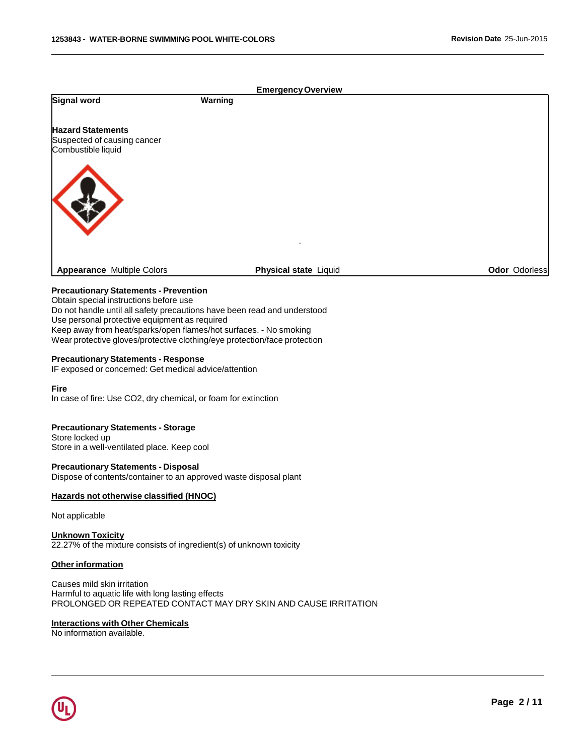## Emergency Overview

**Signal word** **Warning**

**Hazard Statements**
Suspected of causing cancer
Combustible liquid

**Appearance** Multiple Colors **Physical state** Liquid **Odor** Odorless

**Precautionary Statements - Prevention**
Obtain special instructions before use
Do not handle until all safety precautions have been read and understood
Use personal protective equipment as required
Keep away from heat/sparks/open flames/hot surfaces. - No smoking
Wear protective gloves/protective clothing/eye protection/face protection

**Precautionary Statements - Response**
IF exposed or concerned: Get medical advice/attention

**Fire**
In case of fire: Use CO2, dry chemical, or foam for extinction

**Precautionary Statements - Storage**
Store locked up
Store in a well-ventilated place. Keep cool

**Precautionary Statements - Disposal**
Dispose of contents/container to an approved waste disposal plant

**Hazards not otherwise classified (HNOC)**

Not applicable

**Unknown Toxicity**
22.27% of the mixture consists of ingredient(s) of unknown toxicity

**Other information**

Causes mild skin irritation
Harmful to aquatic life with long lasting effects
PROLONGED OR REPEATED CONTACT MAY DRY SKIN AND CAUSE IRRITATION

**Interactions with Other Chemicals**
No information available.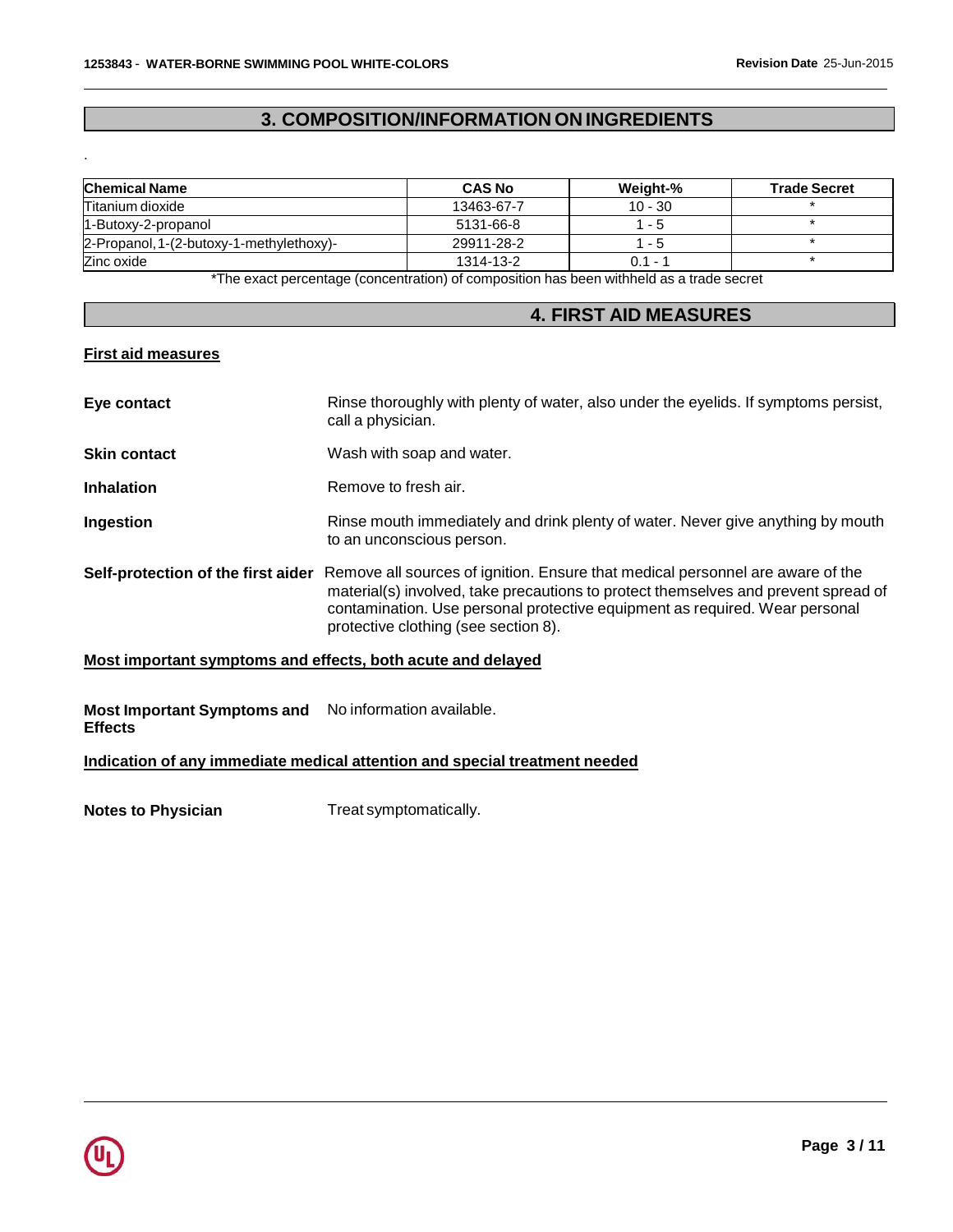## 3. COMPOSITION/INFORMATION ON INGREDIENTS

.

| Chemical Name | CAS No | Weight-% | Trade Secret |
|---|---|---|---|
| Titanium dioxide | 13463-67-7 | 10 - 30 | * |
| 1-Butoxy-2-propanol | 5131-66-8 | 1 - 5 | * |
| 2-Propanol, 1-(2-butoxy-1-methylethoxy)- | 29911-28-2 | 1 - 5 | * |
| Zinc oxide | 1314-13-2 | 0.1 - 1 | * |

*The exact percentage (concentration) of composition has been withheld as a trade secret

## 4. FIRST AID MEASURES

**First aid measures**

**Eye contact** Rinse thoroughly with plenty of water, also under the eyelids. If symptoms persist, call a physician.

**Skin contact** Wash with soap and water.

**Inhalation** Remove to fresh air.

**Ingestion** Rinse mouth immediately and drink plenty of water. Never give anything by mouth to an unconscious person.

**Self-protection of the first aider** Remove all sources of ignition. Ensure that medical personnel are aware of the material(s) involved, take precautions to protect themselves and prevent spread of contamination. Use personal protective equipment as required. Wear personal protective clothing (see section 8).

**Most important symptoms and effects, both acute and delayed**

**Most Important Symptoms and Effects** No information available.

**Indication of any immediate medical attention and special treatment needed**

**Notes to Physician** Treat symptomatically.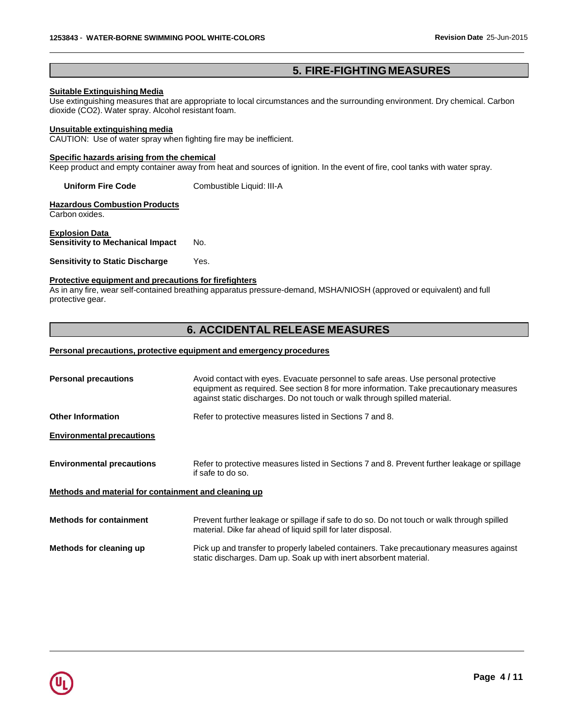## 5. FIRE-FIGHTING MEASURES

**Suitable Extinguishing Media**

Use extinguishing measures that are appropriate to local circumstances and the surrounding environment. Dry chemical. Carbon dioxide ($CO_2$). Water spray. Alcohol resistant foam.

**Unsuitable extinguishing media**

CAUTION: Use of water spray when fighting fire may be inefficient.

**Specific hazards arising from the chemical**

Keep product and empty container away from heat and sources of ignition. In the event of fire, cool tanks with water spray.

**Uniform Fire Code** Combustible Liquid: III-A

**Hazardous Combustion Products**

Carbon oxides.

**Explosion Data**

**Sensitivity to Mechanical Impact** No.

**Sensitivity to Static Discharge** Yes.

**Protective equipment and precautions for firefighters**

As in any fire, wear self-contained breathing apparatus pressure-demand, MSHA/NIOSH (approved or equivalent) and full protective gear.

## 6. ACCIDENTAL RELEASE MEASURES

**Personal precautions, protective equipment and emergency procedures**

**Personal precautions** Avoid contact with eyes. Evacuate personnel to safe areas. Use personal protective equipment as required. See section 8 for more information. Take precautionary measures against static discharges. Do not touch or walk through spilled material.

**Other Information** Refer to protective measures listed in Sections 7 and 8.

**Environmental precautions**

**Environmental precautions** Refer to protective measures listed in Sections 7 and 8. Prevent further leakage or spillage if safe to do so.

**Methods and material for containment and cleaning up**

**Methods for containment** Prevent further leakage or spillage if safe to do so. Do not touch or walk through spilled material. Dike far ahead of liquid spill for later disposal.

**Methods for cleaning up** Pick up and transfer to properly labeled containers. Take precautionary measures against static discharges. Dam up. Soak up with inert absorbent material.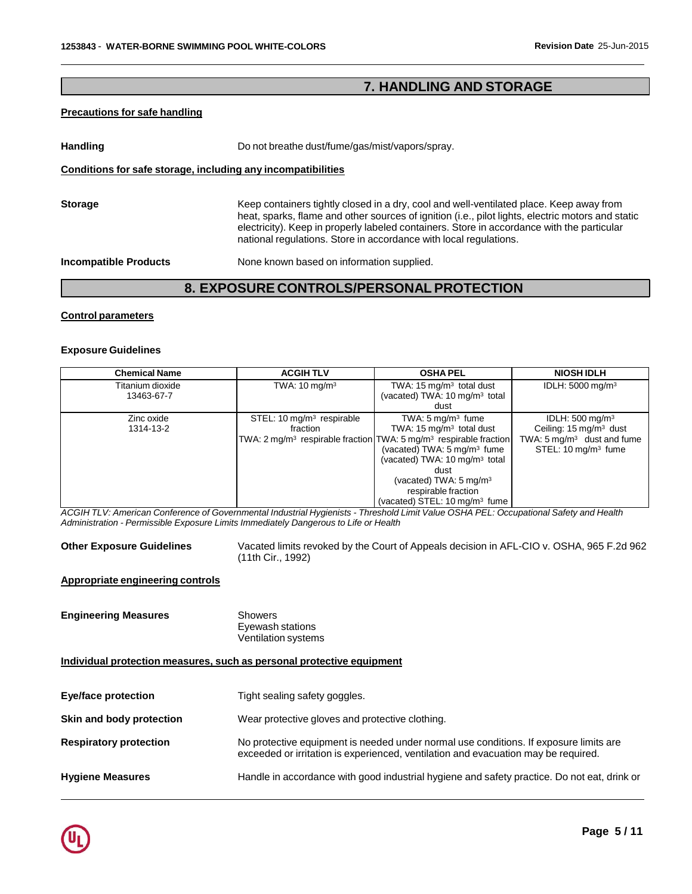## 7. HANDLING AND STORAGE

**Precautions for safe handling**

**Handling** Do not breathe dust/fume/gas/mist/vapors/spray.

**Conditions for safe storage, including any incompatibilities**

**Storage** Keep containers tightly closed in a dry, cool and well-ventilated place. Keep away from heat, sparks, flame and other sources of ignition (i.e., pilot lights, electric motors and static electricity). Keep in properly labeled containers. Store in accordance with the particular national regulations. Store in accordance with local regulations.

**Incompatible Products** None known based on information supplied.

## 8. EXPOSURE CONTROLS/PERSONAL PROTECTION

**Control parameters**

**Exposure Guidelines**

| Chemical Name | ACGIH TLV | OSHA PEL | NIOSH IDLH |
|---|---|---|---|
| Titanium dioxide 13463-67-7 | TWA: 10 mg/m³ | TWA: 15 mg/m³ total dust (vacated) TWA: 10 mg/m³ total dust | IDLH: 5000 mg/m³ |
| Zinc oxide 1314-13-2 | STEL: 10 mg/m³ respirable fraction TWA: 2 mg/m³ respirable fraction | TWA: 5 mg/m³ fume TWA: 15 mg/m³ total dust TWA: 5 mg/m³ respirable fraction (vacated) TWA: 5 mg/m³ fume (vacated) TWA: 10 mg/m³ total dust (vacated) TWA: 5 mg/m³ respirable fraction (vacated) STEL: 10 mg/m³ fume | IDLH: 500 mg/m³ Ceiling: 15 mg/m³ dust TWA: 5 mg/m³ dust and fume STEL: 10 mg/m³ fume |

*ACGIH TLV: American Conference of Governmental Industrial Hygienists - Threshold Limit Value OSHA PEL: Occupational Safety and Health Administration - Permissible Exposure Limits Immediately Dangerous to Life or Health*

**Other Exposure Guidelines** Vacated limits revoked by the Court of Appeals decision in AFL-CIO v. OSHA, 965 F.2d 962 (11th Cir., 1992)

**Appropriate engineering controls**

**Engineering Measures** Showers
Eyewash stations
Ventilation systems

**Individual protection measures, such as personal protective equipment**

**Eye/face protection** Tight sealing safety goggles.

**Skin and body protection** Wear protective gloves and protective clothing.

**Respiratory protection** No protective equipment is needed under normal use conditions. If exposure limits are exceeded or irritation is experienced, ventilation and evacuation may be required.

**Hygiene Measures** Handle in accordance with good industrial hygiene and safety practice. Do not eat, drink or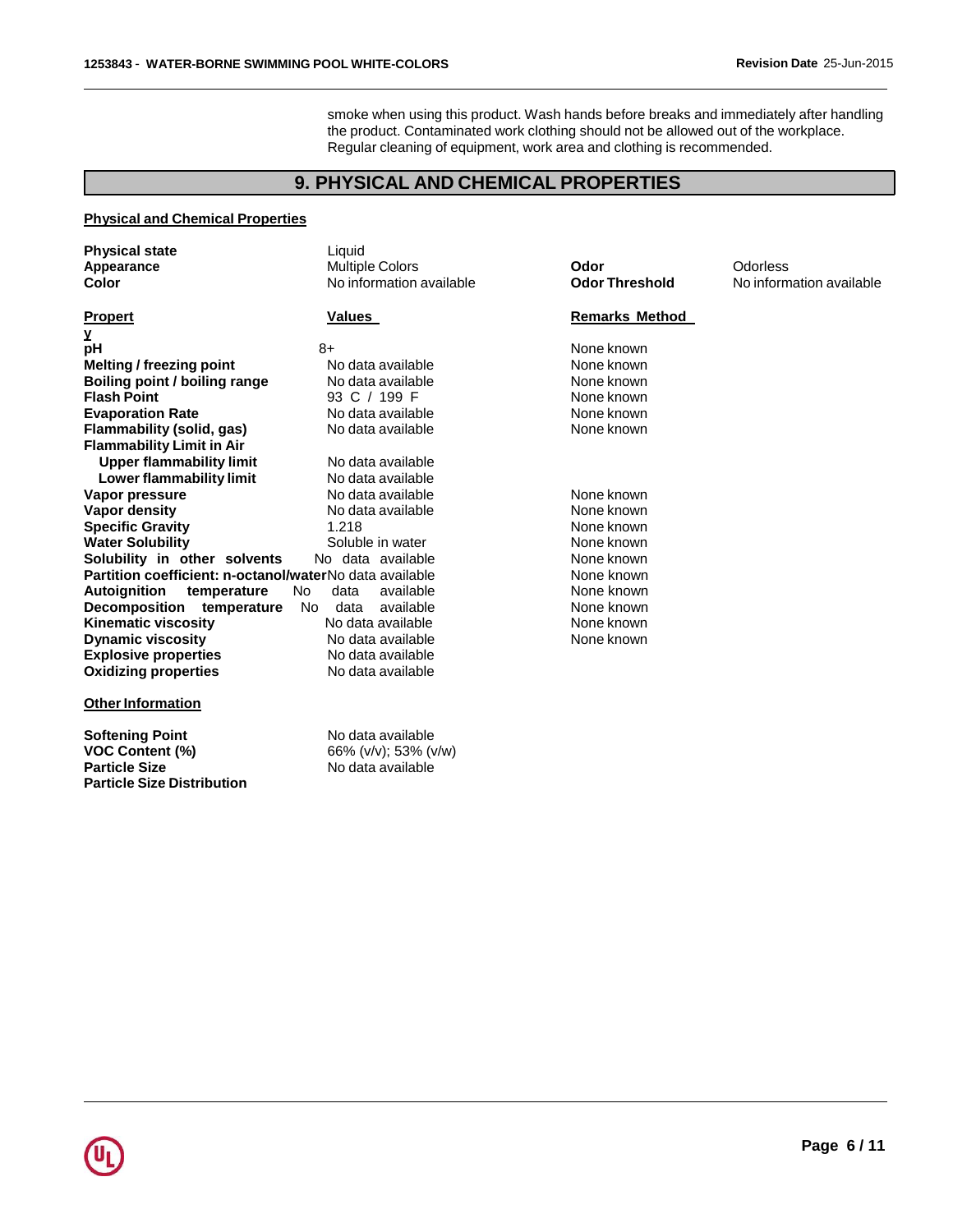smoke when using this product. Wash hands before breaks and immediately after handling the product. Contaminated work clothing should not be allowed out of the workplace. Regular cleaning of equipment, work area and clothing is recommended.

## 9. PHYSICAL AND CHEMICAL PROPERTIES

### Physical and Chemical Properties

| | | | |
|---|---|---|---|
| **Physical state** | Liquid | | |
| **Appearance** | Multiple Colors | **Odor** | Odorless |
| **Color** | No information available | **Odor Threshold** | No information available |

| Property | Values | Remarks Method |
|---|---|---|
| **pH** | 8+ | None known |
| **Melting / freezing point** | No data available | None known |
| **Boiling point / boiling range** | No data available | None known |
| **Flash Point** | 93 C / 199 F | None known |
| **Evaporation Rate** | No data available | None known |
| **Flammability (solid, gas)** | No data available | None known |
| **Flammability Limit in Air** | | |
| **Upper flammability limit** | No data available | |
| **Lower flammability limit** | No data available | |
| **Vapor pressure** | No data available | None known |
| **Vapor density** | No data available | None known |
| **Specific Gravity** | 1.218 | None known |
| **Water Solubility** | Soluble in water | None known |
| **Solubility in other solvents** | No data available | None known |
| **Partition coefficient: n-octanol/water** | No data available | None known |
| **Autoignition temperature** | No data available | None known |
| **Decomposition temperature** | No data available | None known |
| **Kinematic viscosity** | No data available | None known |
| **Dynamic viscosity** | No data available | None known |
| **Explosive properties** | No data available | |
| **Oxidizing properties** | No data available | |

### Other Information

| | |
|---|---|
| **Softening Point** | No data available |
| **VOC Content (%)** | 66% (v/v); 53% (v/w) |
| **Particle Size** | No data available |
| **Particle Size Distribution** | |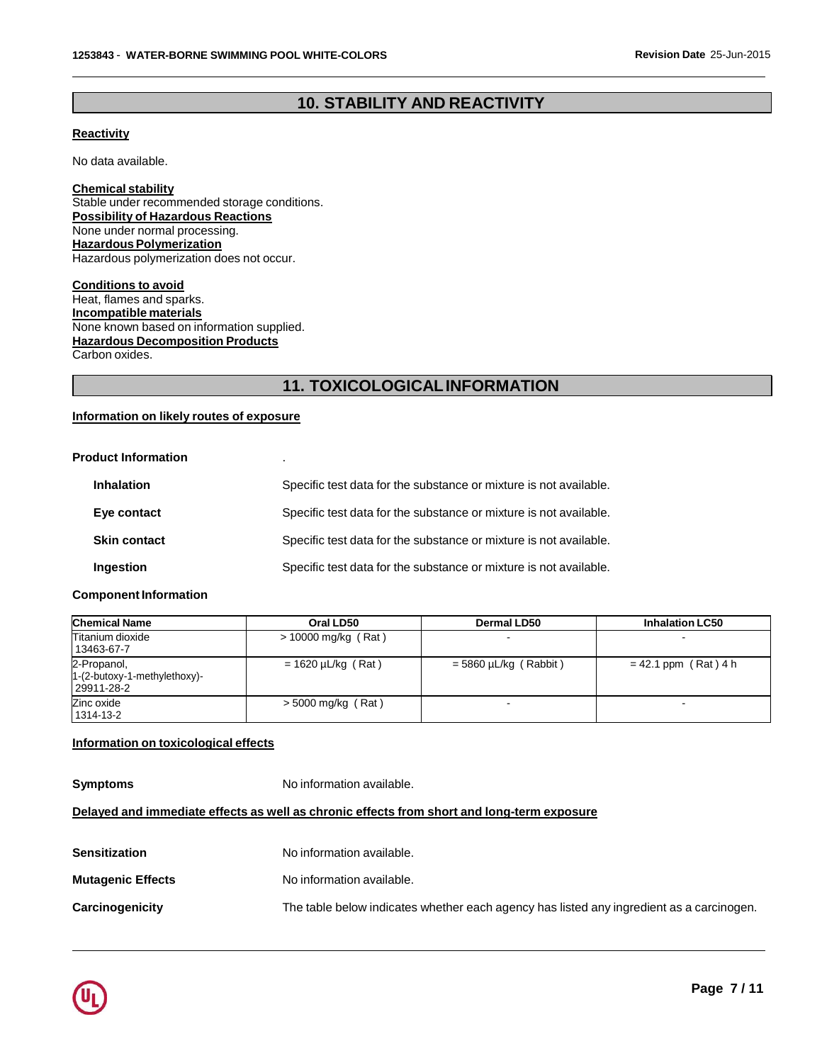## 10. STABILITY AND REACTIVITY

**Reactivity**

No data available.

**Chemical stability**
Stable under recommended storage conditions.
**Possibility of Hazardous Reactions**
None under normal processing.
**Hazardous Polymerization**
Hazardous polymerization does not occur.

**Conditions to avoid**
Heat, flames and sparks.
**Incompatible materials**
None known based on information supplied.
**Hazardous Decomposition Products**
Carbon oxides.

## 11. TOXICOLOGICAL INFORMATION

**Information on likely routes of exposure**

**Product Information** .

**Inhalation** Specific test data for the substance or mixture is not available.

**Eye contact** Specific test data for the substance or mixture is not available.

**Skin contact** Specific test data for the substance or mixture is not available.

**Ingestion** Specific test data for the substance or mixture is not available.

**Component Information**

| Chemical Name | Oral LD50 | Dermal LD50 | Inhalation LC50 |
|---|---|---|---|
| Titanium dioxide 13463-67-7 | > 10000 mg/kg ( Rat ) | - | - |
| 2-Propanol, 1-(2-butoxy-1-methylethoxy)- 29911-28-2 | = 1620 µL/kg ( Rat ) | = 5860 µL/kg ( Rabbit ) | = 42.1 ppm ( Rat ) 4 h |
| Zinc oxide 1314-13-2 | > 5000 mg/kg ( Rat ) | - | - |

**Information on toxicological effects**

**Symptoms** No information available.

**Delayed and immediate effects as well as chronic effects from short and long-term exposure**

**Sensitization** No information available.

**Mutagenic Effects** No information available.

**Carcinogenicity** The table below indicates whether each agency has listed any ingredient as a carcinogen.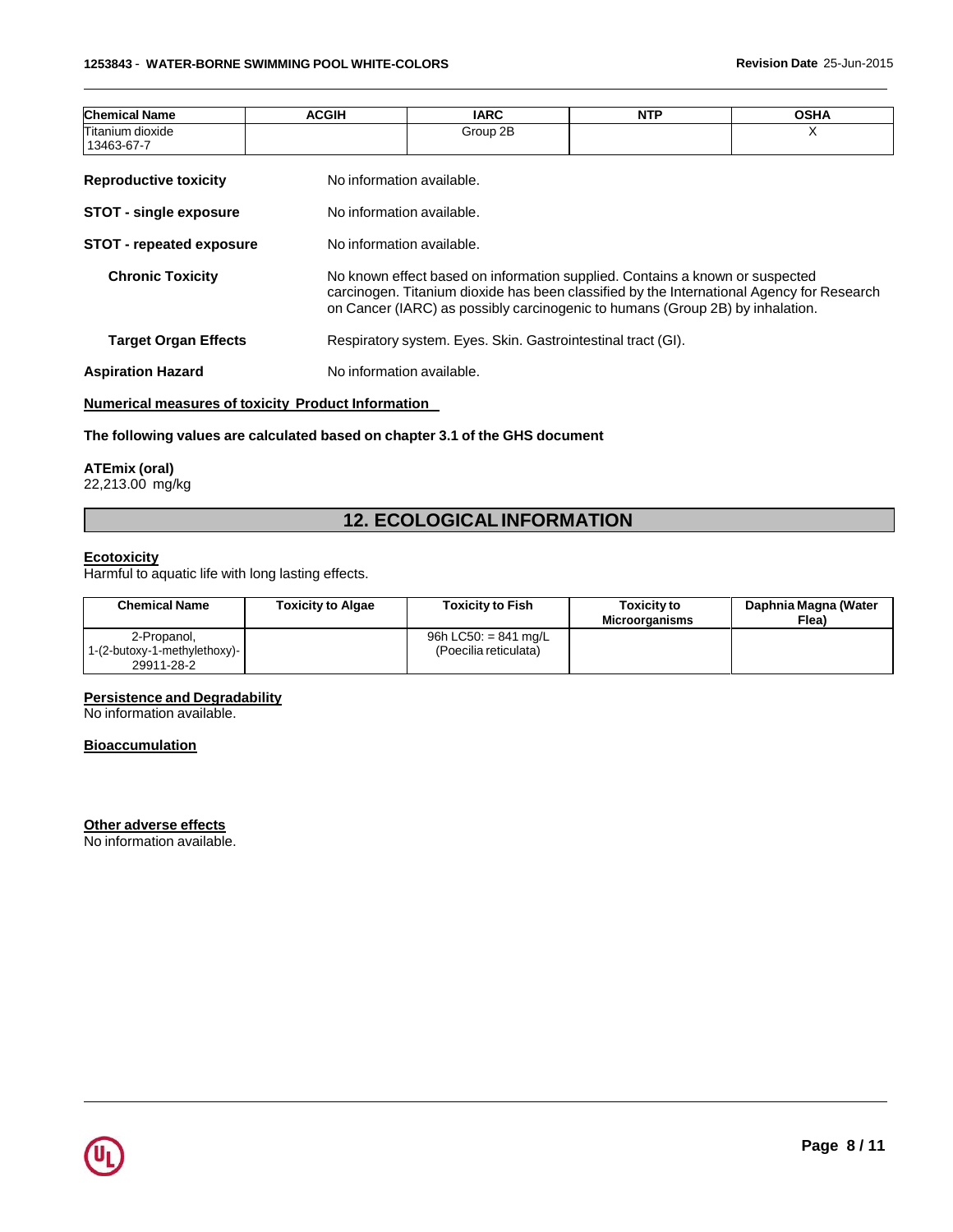| Chemical Name | ACGIH | IARC | NTP | OSHA |
|---|---|---|---|---|
| Titanium dioxide 13463-67-7 | | Group 2B | | X |

**Reproductive toxicity** No information available.

**STOT - single exposure** No information available.

**STOT - repeated exposure** No information available.

**Chronic Toxicity** No known effect based on information supplied. Contains a known or suspected carcinogen. Titanium dioxide has been classified by the International Agency for Research on Cancer (IARC) as possibly carcinogenic to humans (Group 2B) by inhalation.

**Target Organ Effects** Respiratory system. Eyes. Skin. Gastrointestinal tract (GI).

**Aspiration Hazard** No information available.

**Numerical measures of toxicity Product Information**

**The following values are calculated based on chapter 3.1 of the GHS document**

**ATEmix (oral)**
22,213.00 mg/kg

## 12. ECOLOGICAL INFORMATION

**Ecotoxicity**
Harmful to aquatic life with long lasting effects.

| Chemical Name | Toxicity to Algae | Toxicity to Fish | Toxicity to Microorganisms | Daphnia Magna (Water Flea) |
|---|---|---|---|---|
| 2-Propanol, 1-(2-butoxy-1-methylethoxy)- 29911-28-2 | | 96h LC50: = 841 mg/L (Poecilia reticulata) | | |

**Persistence and Degradability**
No information available.

**Bioaccumulation**

**Other adverse effects**
No information available.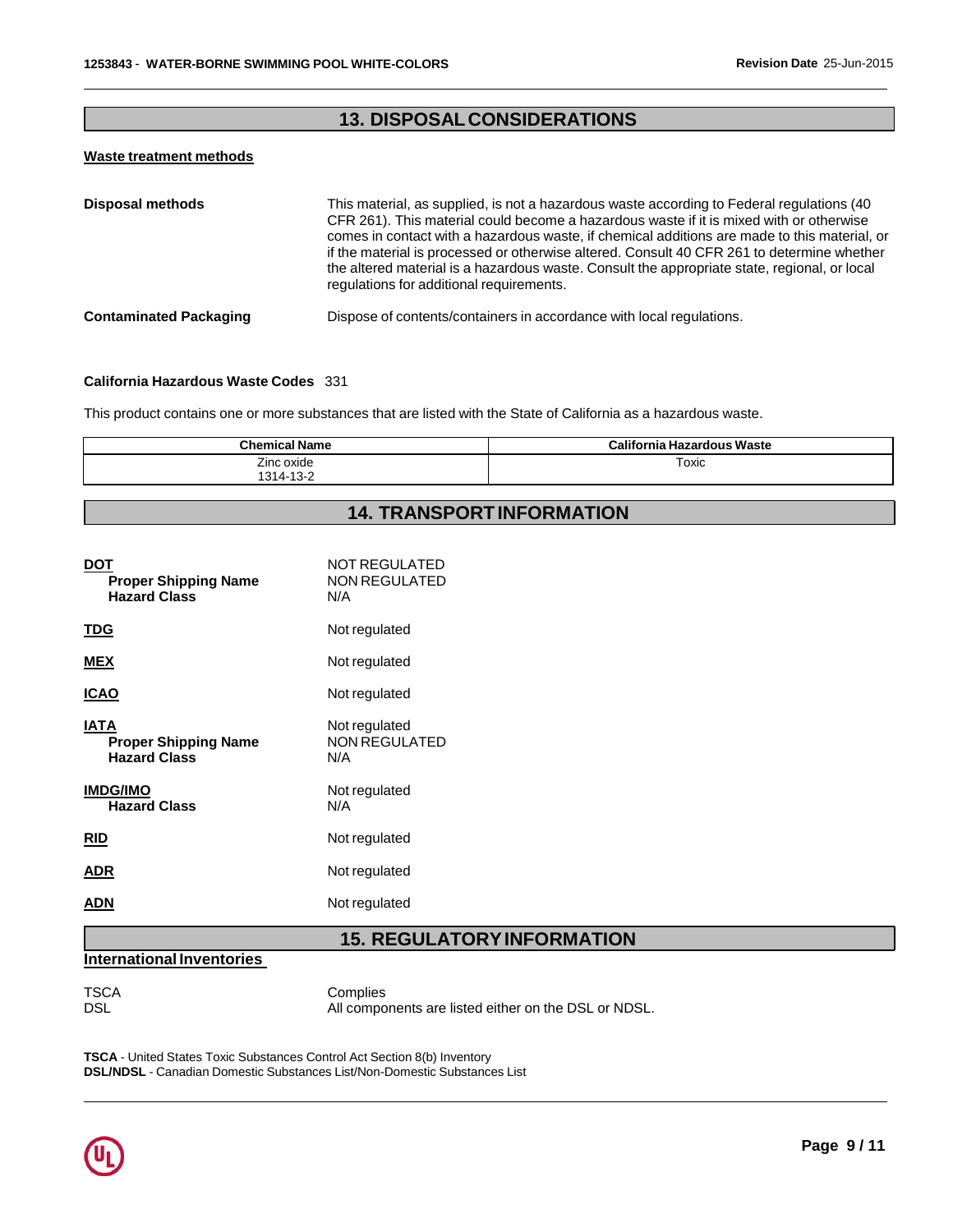## 13. DISPOSAL CONSIDERATIONS

### Waste treatment methods

**Disposal methods**

This material, as supplied, is not a hazardous waste according to Federal regulations (40 CFR 261). This material could become a hazardous waste if it is mixed with or otherwise comes in contact with a hazardous waste, if chemical additions are made to this material, or if the material is processed or otherwise altered. Consult 40 CFR 261 to determine whether the altered material is a hazardous waste. Consult the appropriate state, regional, or local regulations for additional requirements.

**Contaminated Packaging**

Dispose of contents/containers in accordance with local regulations.

**California Hazardous Waste Codes** 331

This product contains one or more substances that are listed with the State of California as a hazardous waste.

| Chemical Name | California Hazardous Waste |
|---|---|
| Zinc oxide<br>1314-13-2 | Toxic |

## 14. TRANSPORT INFORMATION

**DOT** NOT REGULATED
- **Proper Shipping Name** NON REGULATED
- **Hazard Class** N/A

**TDG** Not regulated

**MEX** Not regulated

**ICAO** Not regulated

**IATA** Not regulated
- **Proper Shipping Name** NON REGULATED
- **Hazard Class** N/A

**IMDG/IMO** Not regulated
- **Hazard Class** N/A

**RID** Not regulated

**ADR** Not regulated

**ADN** Not regulated

## 15. REGULATORY INFORMATION

### International Inventories

TSCA Complies

DSL All components are listed either on the DSL or NDSL.

**TSCA** - United States Toxic Substances Control Act Section 8(b) Inventory
**DSL/NDSL** - Canadian Domestic Substances List/Non-Domestic Substances List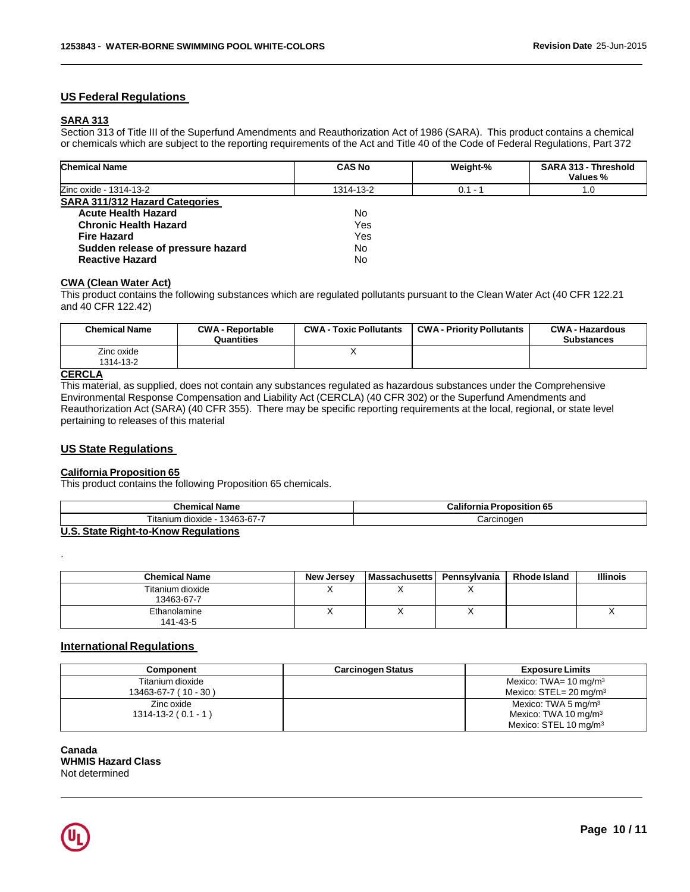## US Federal Regulations

### SARA 313

Section 313 of Title III of the Superfund Amendments and Reauthorization Act of 1986 (SARA). This product contains a chemical or chemicals which are subject to the reporting requirements of the Act and Title 40 of the Code of Federal Regulations, Part 372

| Chemical Name | CAS No | Weight-% | SARA 313 - Threshold Values % |
|---|---|---|---|
| Zinc oxide - 1314-13-2 | 1314-13-2 | 0.1 - 1 | 1.0 |

### SARA 311/312 Hazard Categories

| | |
|---|---|
| **Acute Health Hazard** | No |
| **Chronic Health Hazard** | Yes |
| **Fire Hazard** | Yes |
| **Sudden release of pressure hazard** | No |
| **Reactive Hazard** | No |

### CWA (Clean Water Act)

This product contains the following substances which are regulated pollutants pursuant to the Clean Water Act (40 CFR 122.21 and 40 CFR 122.42)

| Chemical Name | CWA - Reportable Quantities | CWA - Toxic Pollutants | CWA - Priority Pollutants | CWA - Hazardous Substances |
|---|---|---|---|---|
| Zinc oxide 1314-13-2 | | X | | |

### CERCLA

This material, as supplied, does not contain any substances regulated as hazardous substances under the Comprehensive Environmental Response Compensation and Liability Act (CERCLA) (40 CFR 302) or the Superfund Amendments and Reauthorization Act (SARA) (40 CFR 355). There may be specific reporting requirements at the local, regional, or state level pertaining to releases of this material

## US State Regulations

### California Proposition 65

This product contains the following Proposition 65 chemicals.

| Chemical Name | California Proposition 65 |
|---|---|
| Titanium dioxide - 13463-67-7 | Carcinogen |

### U.S. State Right-to-Know Regulations

.

| Chemical Name | New Jersey | Massachusetts | Pennsylvania | Rhode Island | Illinois |
|---|---|---|---|---|---|
| Titanium dioxide 13463-67-7 | X | X | X | | |
| Ethanolamine 141-43-5 | X | X | X | | X |

## International Regulations

| Component | Carcinogen Status | Exposure Limits |
|---|---|---|
| Titanium dioxide 13463-67-7 ( 10 - 30 ) | | Mexico: TWA= 10 mg/m³ Mexico: STEL= 20 mg/m³ |
| Zinc oxide 1314-13-2 ( 0.1 - 1 ) | | Mexico: TWA 5 mg/m³ Mexico: TWA 10 mg/m³ Mexico: STEL 10 mg/m³ |

**Canada**
**WHMIS Hazard Class**
Not determined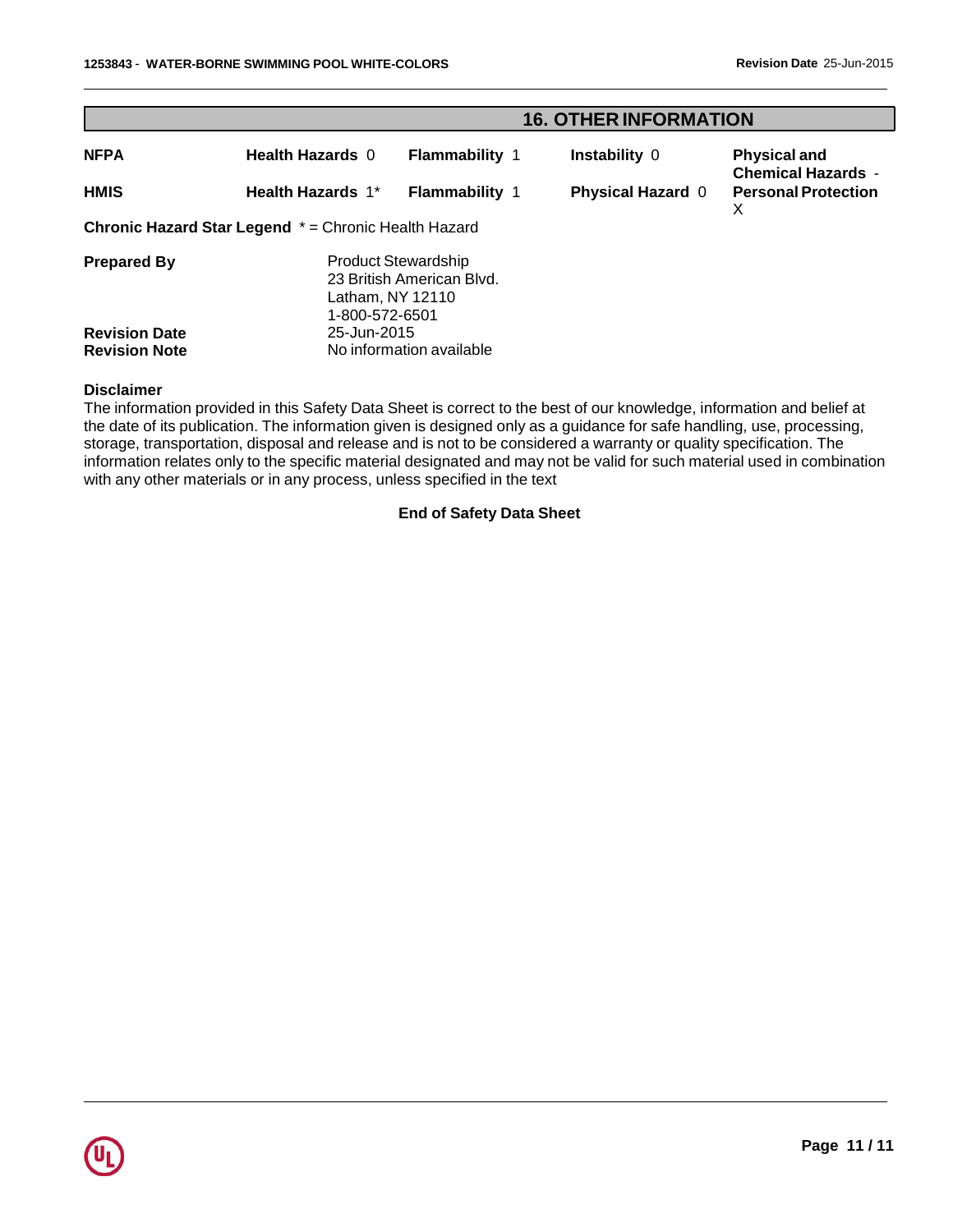## 16. OTHER INFORMATION

| | | | | |
|---|---|---|---|---|
| **NFPA** | **Health Hazards** 0 | **Flammability** 1 | **Instability** 0 | **Physical and Chemical Hazards** - |
| **HMIS** | **Health Hazards** 1* | **Flammability** 1 | **Physical Hazard** 0 | **Personal Protection** X |

**Chronic Hazard Star Legend** * = Chronic Health Hazard

**Prepared By** Product Stewardship
23 British American Blvd.
Latham, NY 12110
1-800-572-6501

**Revision Date** 25-Jun-2015

**Revision Note** No information available

**Disclaimer**

The information provided in this Safety Data Sheet is correct to the best of our knowledge, information and belief at the date of its publication. The information given is designed only as a guidance for safe handling, use, processing, storage, transportation, disposal and release and is not to be considered a warranty or quality specification. The information relates only to the specific material designated and may not be valid for such material used in combination with any other materials or in any process, unless specified in the text

**End of Safety Data Sheet**